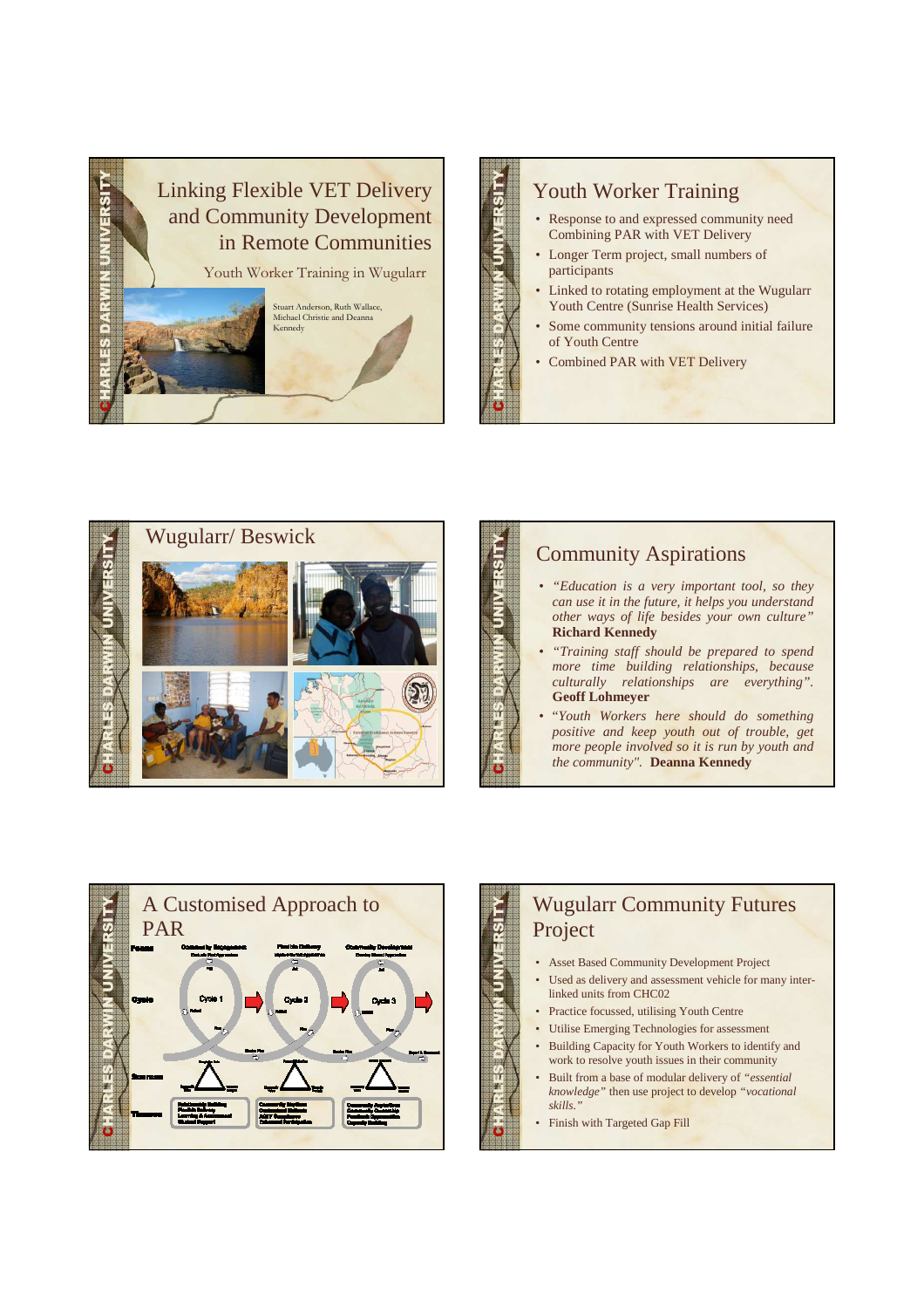# Linking Flexible VET Delivery and Community Development in Remote Communities

Youth Worker Training in Wugularr

Stuart Anderson, Ruth Wallace, Michael Christie and Deanna Kennedy

## Youth Worker Training

- Response to and expressed community need Combining PAR with VET Delivery
- Longer Term project, small numbers of participants
- Linked to rotating employment at the Wugularr Youth Centre (Sunrise Health Services)
- Some community tensions around initial failure of Youth Centre
- Combined PAR with VET Delivery

## Wugularr/ Beswick

## Community Aspirations

- *"Education is a very important tool, so they can use it in the future, it helps you understand other ways of life besides your own culture"* **Richard Kennedy**
- *"Training staff should be prepared to spend more time building relationships, because culturally relationships are everything".* **Geoff Lohmeyer**
- *"Youth Workers here should do something positive and keep youth out of trouble, get more people involved so it is run by youth and the community".* **Deanna Kennedy**

## A Customised Approach to PAR

## Wugularr Community Futures Project

- Asset Based Community Development Project
- Used as delivery and assessment vehicle for many inter-linked units from CHC02
- Practice focussed, utilising Youth Centre
- Utilise Emerging Technologies for assessment
- Building Capacity for Youth Workers to identify and work to resolve youth issues in their community
- Built from a base of modular delivery of *"essential knowledge"* then use project to develop *"vocational skills."*
- Finish with Targeted Gap Fill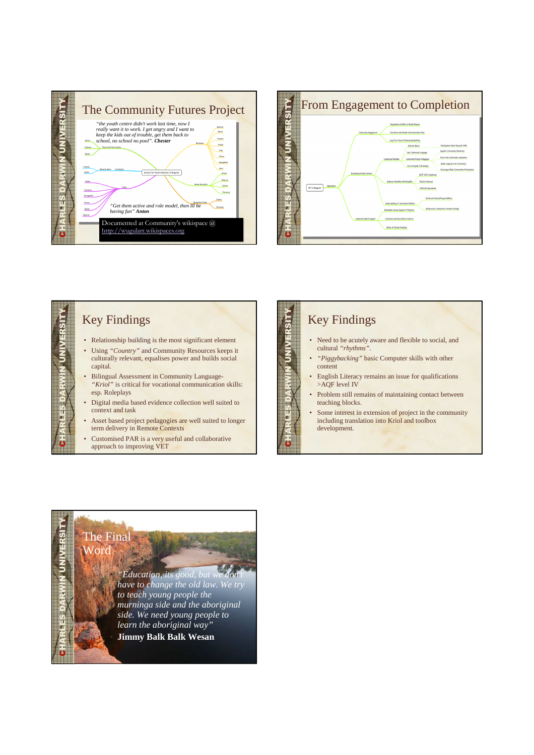# The Community Futures Project

*"the youth centre didn't work last time, now I really want it to work. I get angry and I want to keep the kids out of trouble, get them back to school, no school no pool". Chester*

*"Get them active and role model, then Ill be having fun" Anton*

Documented at Community's wikispace @ http://wugularr.wikispaces.org

# From Engagement to Completion

# Key Findings

- Relationship building is the most significant element
- Using *"Country"* and Community Resources keeps it culturally relevant, equalises power and builds social capital.
- Bilingual Assessment in Community Language- *"Kriol"* is critical for vocational communication skills: esp. Roleplays
- Digital media based evidence collection well suited to context and task
- Asset based project pedagogies are well suited to longer term delivery in Remote Contexts
- Customised PAR is a very useful and collaborative approach to improving VET

# Key Findings

- Need to be acutely aware and flexible to social, and cultural *"rhythms"*.
- *"Piggybacking"* basic Computer skills with other content
- English Literacy remains an issue for qualifications >AQF level IV
- Problem still remains of maintaining contact between teaching blocks.
- Some interest in extension of project in the community including translation into Kriol and toolbox development.

# The Final Word

*"Education, its good, but we don't have to change the old law. We try to teach young people the murninga side and the aboriginal side. We need young people to learn the aboriginal way"*

**Jimmy Balk Balk Wesan**